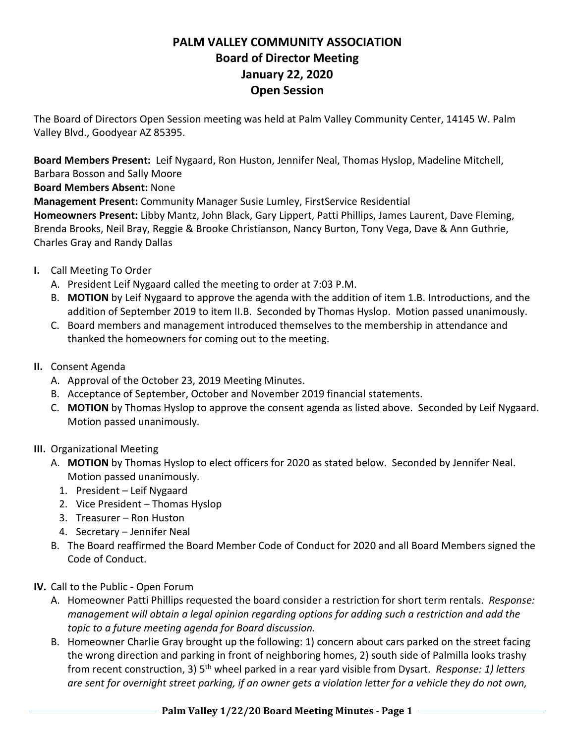# PALM VALLEY COMMUNITY ASSOCIATION
## Board of Director Meeting
## January 22, 2020
## Open Session

The Board of Directors Open Session meeting was held at Palm Valley Community Center, 14145 W. Palm Valley Blvd., Goodyear AZ 85395.

**Board Members Present:** Leif Nygaard, Ron Huston, Jennifer Neal, Thomas Hyslop, Madeline Mitchell, Barbara Bosson and Sally Moore
**Board Members Absent:** None
**Management Present:** Community Manager Susie Lumley, FirstService Residential
**Homeowners Present:** Libby Mantz, John Black, Gary Lippert, Patti Phillips, James Laurent, Dave Fleming, Brenda Brooks, Neil Bray, Reggie & Brooke Christianson, Nancy Burton, Tony Vega, Dave & Ann Guthrie, Charles Gray and Randy Dallas

**I.** Call Meeting To Order
   A. President Leif Nygaard called the meeting to order at 7:03 P.M.
   B. **MOTION** by Leif Nygaard to approve the agenda with the addition of item 1.B. Introductions, and the addition of September 2019 to item II.B. Seconded by Thomas Hyslop. Motion passed unanimously.
   C. Board members and management introduced themselves to the membership in attendance and thanked the homeowners for coming out to the meeting.

**II.** Consent Agenda
   A. Approval of the October 23, 2019 Meeting Minutes.
   B. Acceptance of September, October and November 2019 financial statements.
   C. **MOTION** by Thomas Hyslop to approve the consent agenda as listed above. Seconded by Leif Nygaard. Motion passed unanimously.

**III.** Organizational Meeting
   A. **MOTION** by Thomas Hyslop to elect officers for 2020 as stated below. Seconded by Jennifer Neal. Motion passed unanimously.
      1. President – Leif Nygaard
      2. Vice President – Thomas Hyslop
      3. Treasurer – Ron Huston
      4. Secretary – Jennifer Neal
   B. The Board reaffirmed the Board Member Code of Conduct for 2020 and all Board Members signed the Code of Conduct.

**IV.** Call to the Public - Open Forum
   A. Homeowner Patti Phillips requested the board consider a restriction for short term rentals. *Response: management will obtain a legal opinion regarding options for adding such a restriction and add the topic to a future meeting agenda for Board discussion.*
   B. Homeowner Charlie Gray brought up the following: 1) concern about cars parked on the street facing the wrong direction and parking in front of neighboring homes, 2) south side of Palmilla looks trashy from recent construction, 3) 5th wheel parked in a rear yard visible from Dysart. *Response: 1) letters are sent for overnight street parking, if an owner gets a violation letter for a vehicle they do not own,*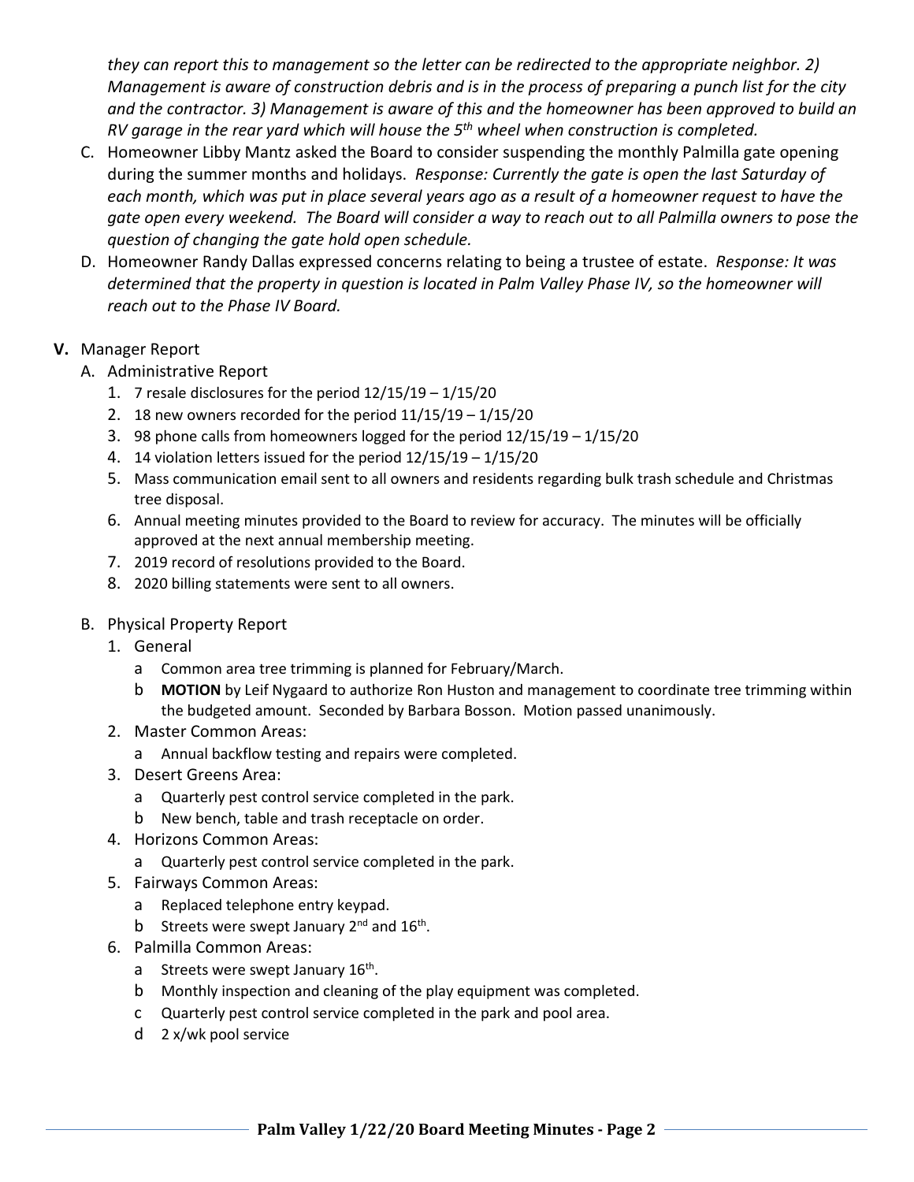*they can report this to management so the letter can be redirected to the appropriate neighbor. 2) Management is aware of construction debris and is in the process of preparing a punch list for the city and the contractor. 3) Management is aware of this and the homeowner has been approved to build an RV garage in the rear yard which will house the 5th wheel when construction is completed.*

C. Homeowner Libby Mantz asked the Board to consider suspending the monthly Palmilla gate opening during the summer months and holidays. *Response: Currently the gate is open the last Saturday of each month, which was put in place several years ago as a result of a homeowner request to have the gate open every weekend. The Board will consider a way to reach out to all Palmilla owners to pose the question of changing the gate hold open schedule.*

D. Homeowner Randy Dallas expressed concerns relating to being a trustee of estate. *Response: It was determined that the property in question is located in Palm Valley Phase IV, so the homeowner will reach out to the Phase IV Board.*

**V.** Manager Report

A. Administrative Report

1. 7 resale disclosures for the period 12/15/19 – 1/15/20
2. 18 new owners recorded for the period 11/15/19 – 1/15/20
3. 98 phone calls from homeowners logged for the period 12/15/19 – 1/15/20
4. 14 violation letters issued for the period 12/15/19 – 1/15/20
5. Mass communication email sent to all owners and residents regarding bulk trash schedule and Christmas tree disposal.
6. Annual meeting minutes provided to the Board to review for accuracy. The minutes will be officially approved at the next annual membership meeting.
7. 2019 record of resolutions provided to the Board.
8. 2020 billing statements were sent to all owners.

B. Physical Property Report

1. General
   a Common area tree trimming is planned for February/March.
   b **MOTION** by Leif Nygaard to authorize Ron Huston and management to coordinate tree trimming within the budgeted amount. Seconded by Barbara Bosson. Motion passed unanimously.
2. Master Common Areas:
   a Annual backflow testing and repairs were completed.
3. Desert Greens Area:
   a Quarterly pest control service completed in the park.
   b New bench, table and trash receptacle on order.
4. Horizons Common Areas:
   a Quarterly pest control service completed in the park.
5. Fairways Common Areas:
   a Replaced telephone entry keypad.
   b Streets were swept January 2nd and 16th.
6. Palmilla Common Areas:
   a Streets were swept January 16th.
   b Monthly inspection and cleaning of the play equipment was completed.
   c Quarterly pest control service completed in the park and pool area.
   d 2 x/wk pool service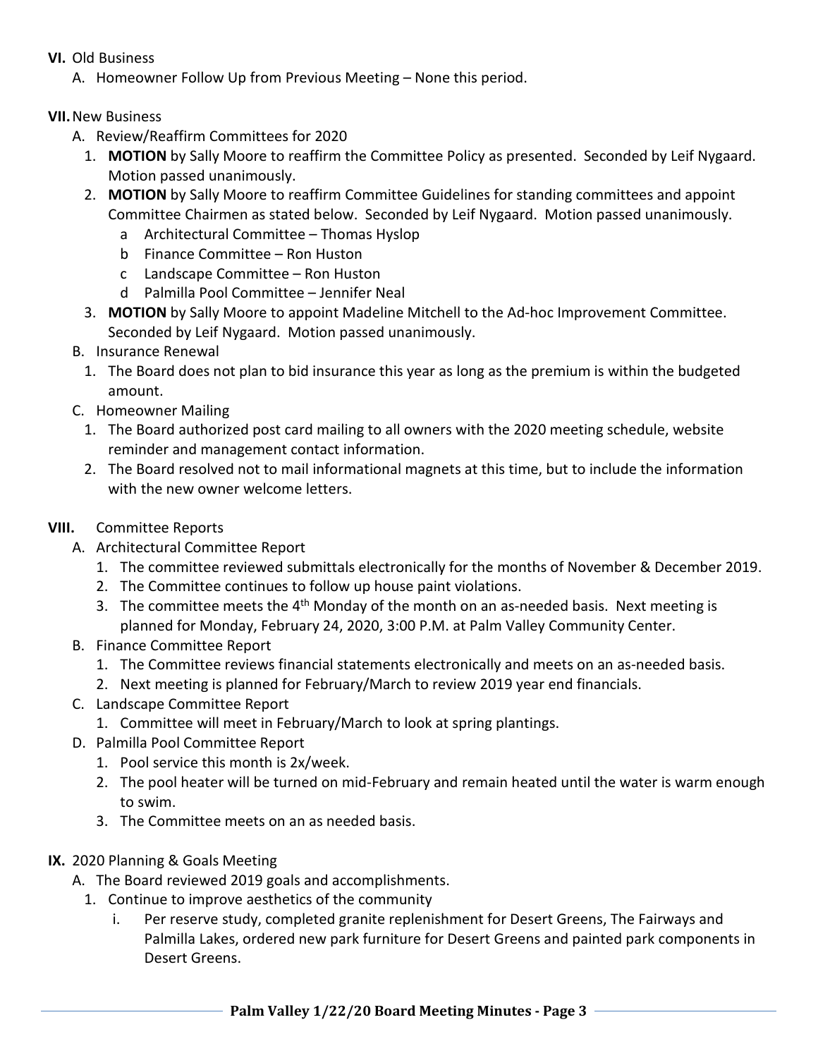**VI.** Old Business

A. Homeowner Follow Up from Previous Meeting – None this period.

**VII.** New Business

A. Review/Reaffirm Committees for 2020

1. **MOTION** by Sally Moore to reaffirm the Committee Policy as presented. Seconded by Leif Nygaard. Motion passed unanimously.
2. **MOTION** by Sally Moore to reaffirm Committee Guidelines for standing committees and appoint Committee Chairmen as stated below. Seconded by Leif Nygaard. Motion passed unanimously.
   - a Architectural Committee – Thomas Hyslop
   - b Finance Committee – Ron Huston
   - c Landscape Committee – Ron Huston
   - d Palmilla Pool Committee – Jennifer Neal
3. **MOTION** by Sally Moore to appoint Madeline Mitchell to the Ad-hoc Improvement Committee. Seconded by Leif Nygaard. Motion passed unanimously.

B. Insurance Renewal

1. The Board does not plan to bid insurance this year as long as the premium is within the budgeted amount.

C. Homeowner Mailing

1. The Board authorized post card mailing to all owners with the 2020 meeting schedule, website reminder and management contact information.
2. The Board resolved not to mail informational magnets at this time, but to include the information with the new owner welcome letters.

**VIII.** Committee Reports

A. Architectural Committee Report

1. The committee reviewed submittals electronically for the months of November & December 2019.
2. The Committee continues to follow up house paint violations.
3. The committee meets the 4th Monday of the month on an as-needed basis. Next meeting is planned for Monday, February 24, 2020, 3:00 P.M. at Palm Valley Community Center.

B. Finance Committee Report

1. The Committee reviews financial statements electronically and meets on an as-needed basis.
2. Next meeting is planned for February/March to review 2019 year end financials.

C. Landscape Committee Report

1. Committee will meet in February/March to look at spring plantings.

D. Palmilla Pool Committee Report

1. Pool service this month is 2x/week.
2. The pool heater will be turned on mid-February and remain heated until the water is warm enough to swim.
3. The Committee meets on an as needed basis.

**IX.** 2020 Planning & Goals Meeting

A. The Board reviewed 2019 goals and accomplishments.

1. Continue to improve aesthetics of the community
   - i. Per reserve study, completed granite replenishment for Desert Greens, The Fairways and Palmilla Lakes, ordered new park furniture for Desert Greens and painted park components in Desert Greens.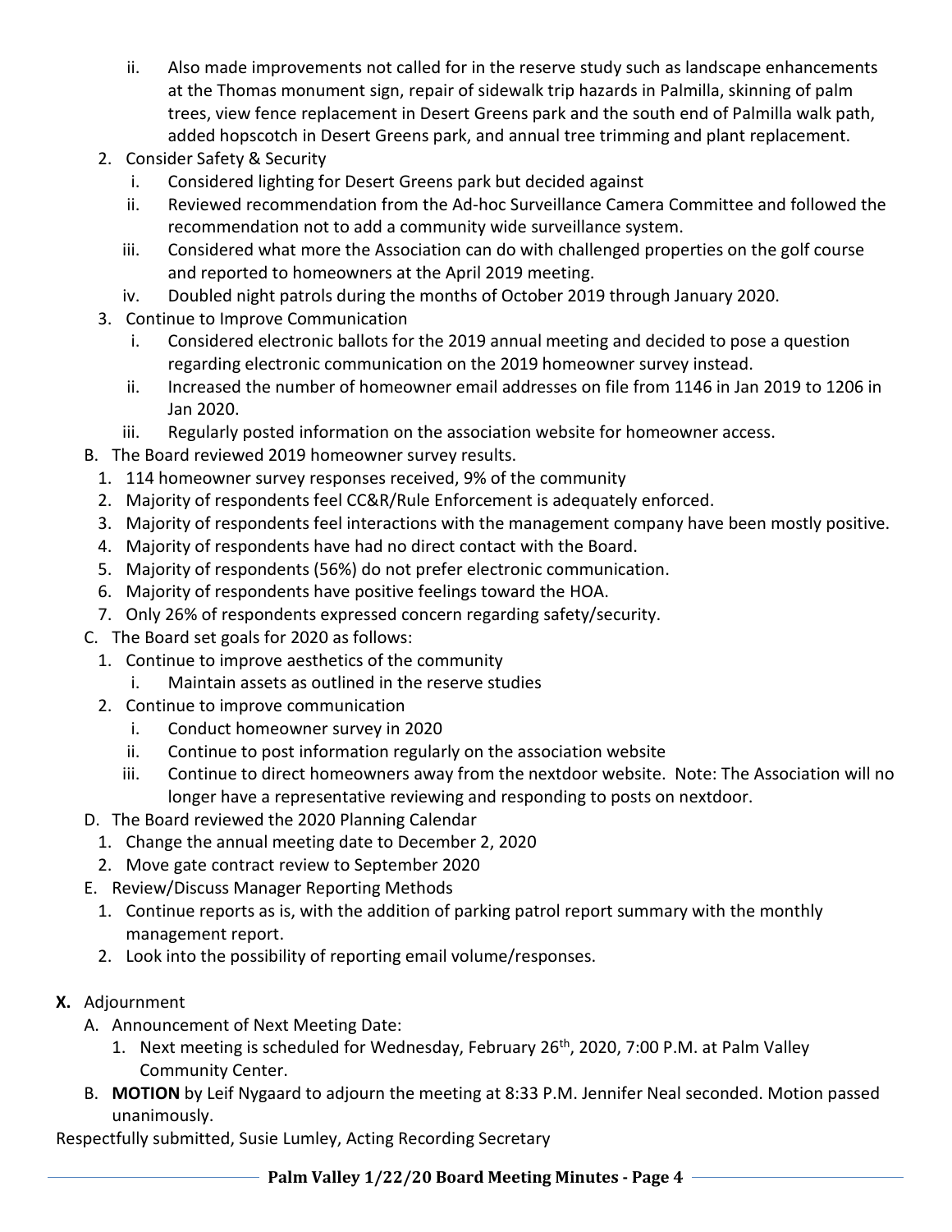ii. Also made improvements not called for in the reserve study such as landscape enhancements at the Thomas monument sign, repair of sidewalk trip hazards in Palmilla, skinning of palm trees, view fence replacement in Desert Greens park and the south end of Palmilla walk path, added hopscotch in Desert Greens park, and annual tree trimming and plant replacement.

2. Consider Safety & Security
   i. Considered lighting for Desert Greens park but decided against
   ii. Reviewed recommendation from the Ad-hoc Surveillance Camera Committee and followed the recommendation not to add a community wide surveillance system.
   iii. Considered what more the Association can do with challenged properties on the golf course and reported to homeowners at the April 2019 meeting.
   iv. Doubled night patrols during the months of October 2019 through January 2020.
3. Continue to Improve Communication
   i. Considered electronic ballots for the 2019 annual meeting and decided to pose a question regarding electronic communication on the 2019 homeowner survey instead.
   ii. Increased the number of homeowner email addresses on file from 1146 in Jan 2019 to 1206 in Jan 2020.
   iii. Regularly posted information on the association website for homeowner access.

B. The Board reviewed 2019 homeowner survey results.
   1. 114 homeowner survey responses received, 9% of the community
   2. Majority of respondents feel CC&R/Rule Enforcement is adequately enforced.
   3. Majority of respondents feel interactions with the management company have been mostly positive.
   4. Majority of respondents have had no direct contact with the Board.
   5. Majority of respondents (56%) do not prefer electronic communication.
   6. Majority of respondents have positive feelings toward the HOA.
   7. Only 26% of respondents expressed concern regarding safety/security.

C. The Board set goals for 2020 as follows:
   1. Continue to improve aesthetics of the community
      i. Maintain assets as outlined in the reserve studies
   2. Continue to improve communication
      i. Conduct homeowner survey in 2020
      ii. Continue to post information regularly on the association website
      iii. Continue to direct homeowners away from the nextdoor website. Note: The Association will no longer have a representative reviewing and responding to posts on nextdoor.

D. The Board reviewed the 2020 Planning Calendar
   1. Change the annual meeting date to December 2, 2020
   2. Move gate contract review to September 2020

E. Review/Discuss Manager Reporting Methods
   1. Continue reports as is, with the addition of parking patrol report summary with the monthly management report.
   2. Look into the possibility of reporting email volume/responses.

**X.** Adjournment

A. Announcement of Next Meeting Date:
   1. Next meeting is scheduled for Wednesday, February 26th, 2020, 7:00 P.M. at Palm Valley Community Center.

B. **MOTION** by Leif Nygaard to adjourn the meeting at 8:33 P.M. Jennifer Neal seconded. Motion passed unanimously.

Respectfully submitted, Susie Lumley, Acting Recording Secretary